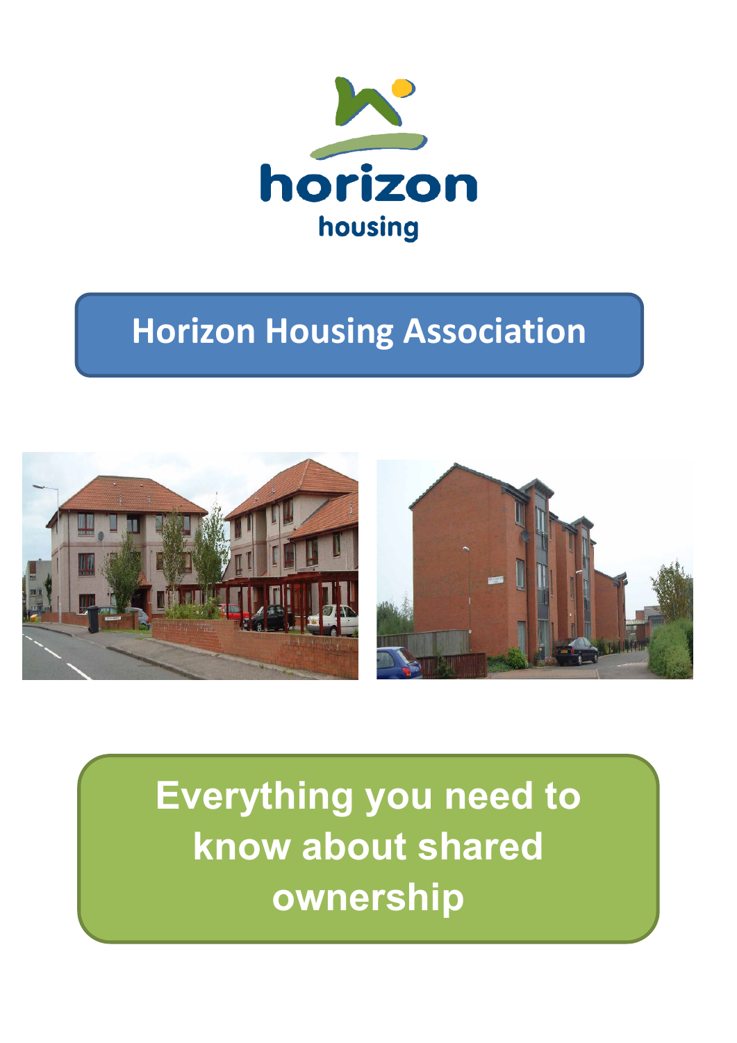horizon

housing

# Horizon Housing Association

# Everything you need to know about shared ownership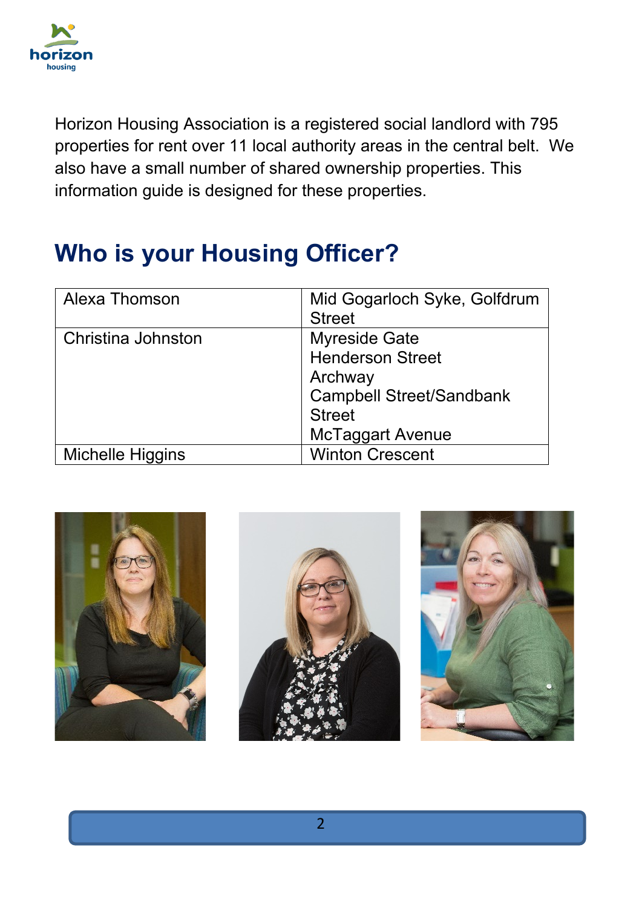Horizon Housing Association is a registered social landlord with 795 properties for rent over 11 local authority areas in the central belt. We also have a small number of shared ownership properties. This information guide is designed for these properties.

## Who is your Housing Officer?

| Alexa Thomson | Mid Gogarloch Syke, Golfdrum Street |
|---|---|
| Christina Johnston | Myreside Gate<br>Henderson Street<br>Archway<br>Campbell Street/Sandbank Street<br>McTaggart Avenue |
| Michelle Higgins | Winton Crescent |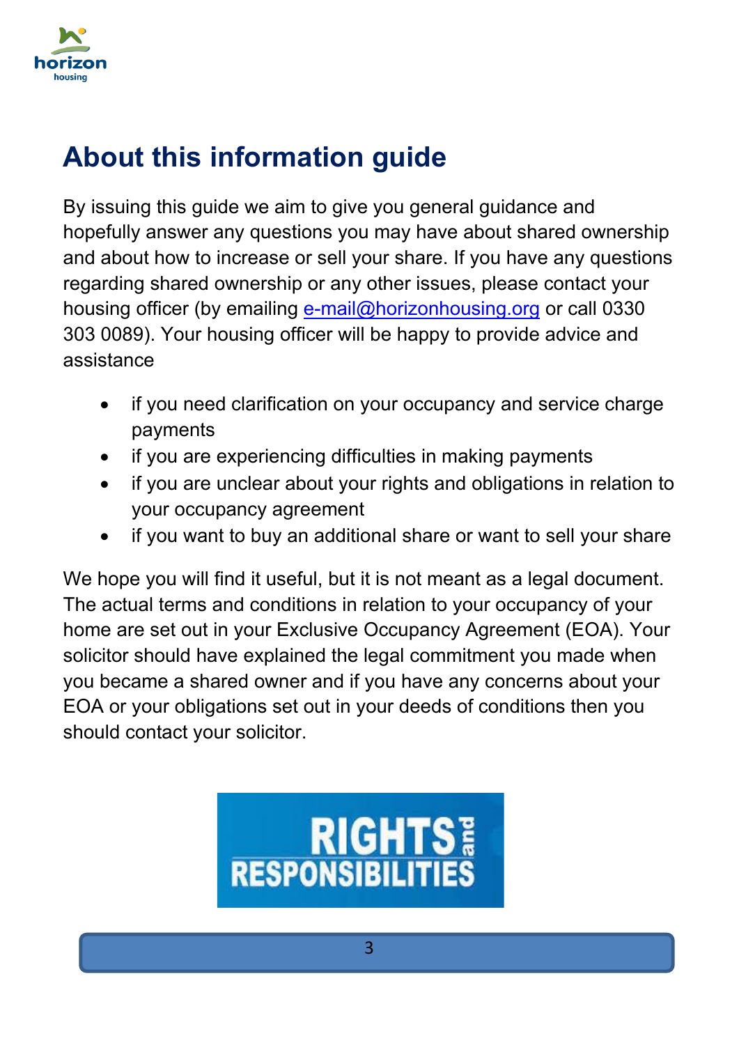# About this information guide

By issuing this guide we aim to give you general guidance and hopefully answer any questions you may have about shared ownership and about how to increase or sell your share. If you have any questions regarding shared ownership or any other issues, please contact your housing officer (by emailing [e-mail@horizonhousing.org](mailto:e-mail@horizonhousing.org) or call 0330 303 0089). Your housing officer will be happy to provide advice and assistance

- if you need clarification on your occupancy and service charge payments
- if you are experiencing difficulties in making payments
- if you are unclear about your rights and obligations in relation to your occupancy agreement
- if you want to buy an additional share or want to sell your share

We hope you will find it useful, but it is not meant as a legal document. The actual terms and conditions in relation to your occupancy of your home are set out in your Exclusive Occupancy Agreement (EOA). Your solicitor should have explained the legal commitment you made when you became a shared owner and if you have any concerns about your EOA or your obligations set out in your deeds of conditions then you should contact your solicitor.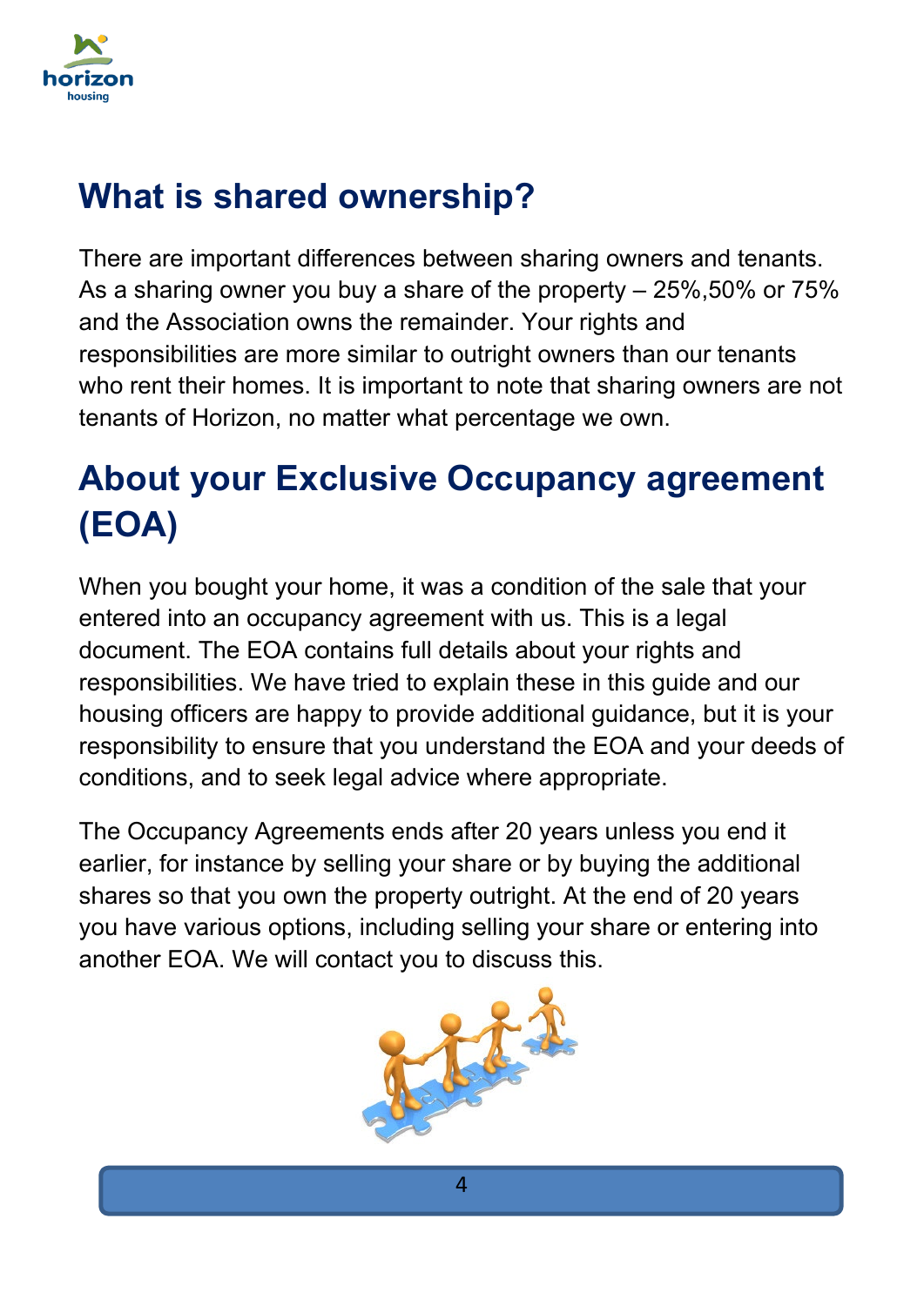## What is shared ownership?

There are important differences between sharing owners and tenants. As a sharing owner you buy a share of the property – 25%,50% or 75% and the Association owns the remainder. Your rights and responsibilities are more similar to outright owners than our tenants who rent their homes. It is important to note that sharing owners are not tenants of Horizon, no matter what percentage we own.

## About your Exclusive Occupancy agreement (EOA)

When you bought your home, it was a condition of the sale that your entered into an occupancy agreement with us. This is a legal document. The EOA contains full details about your rights and responsibilities. We have tried to explain these in this guide and our housing officers are happy to provide additional guidance, but it is your responsibility to ensure that you understand the EOA and your deeds of conditions, and to seek legal advice where appropriate.

The Occupancy Agreements ends after 20 years unless you end it earlier, for instance by selling your share or by buying the additional shares so that you own the property outright. At the end of 20 years you have various options, including selling your share or entering into another EOA. We will contact you to discuss this.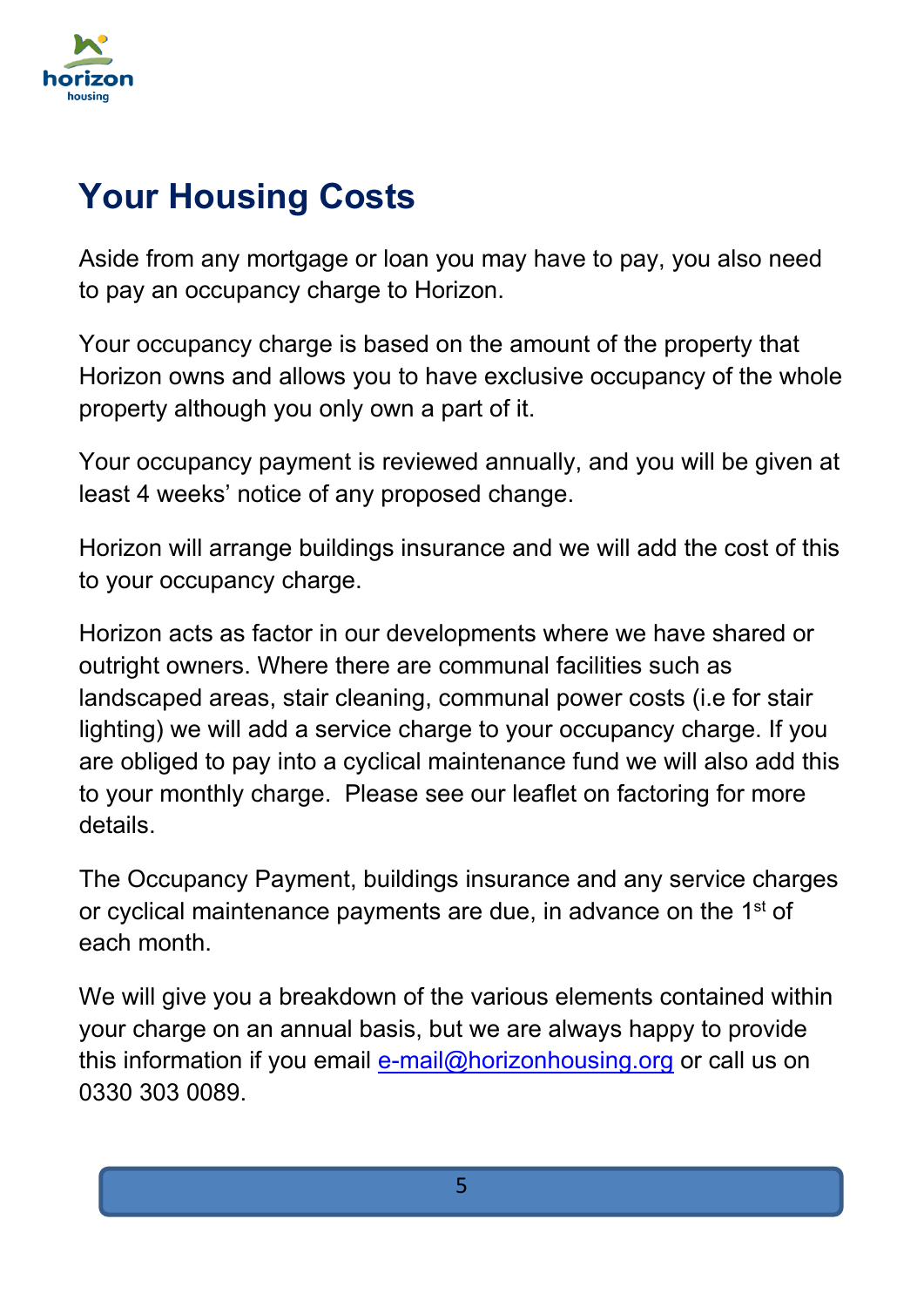# Your Housing Costs

Aside from any mortgage or loan you may have to pay, you also need to pay an occupancy charge to Horizon.

Your occupancy charge is based on the amount of the property that Horizon owns and allows you to have exclusive occupancy of the whole property although you only own a part of it.

Your occupancy payment is reviewed annually, and you will be given at least 4 weeks' notice of any proposed change.

Horizon will arrange buildings insurance and we will add the cost of this to your occupancy charge.

Horizon acts as factor in our developments where we have shared or outright owners. Where there are communal facilities such as landscaped areas, stair cleaning, communal power costs (i.e for stair lighting) we will add a service charge to your occupancy charge. If you are obliged to pay into a cyclical maintenance fund we will also add this to your monthly charge. Please see our leaflet on factoring for more details.

The Occupancy Payment, buildings insurance and any service charges or cyclical maintenance payments are due, in advance on the 1st of each month.

We will give you a breakdown of the various elements contained within your charge on an annual basis, but we are always happy to provide this information if you email e-mail@horizonhousing.org or call us on 0330 303 0089.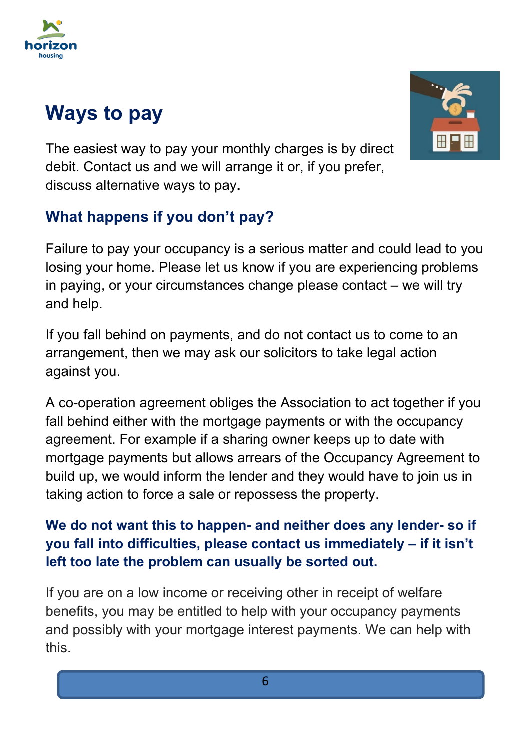# Ways to pay

The easiest way to pay your monthly charges is by direct debit. Contact us and we will arrange it or, if you prefer, discuss alternative ways to pay.

## What happens if you don't pay?

Failure to pay your occupancy is a serious matter and could lead to you losing your home. Please let us know if you are experiencing problems in paying, or your circumstances change please contact – we will try and help.

If you fall behind on payments, and do not contact us to come to an arrangement, then we may ask our solicitors to take legal action against you.

A co-operation agreement obliges the Association to act together if you fall behind either with the mortgage payments or with the occupancy agreement. For example if a sharing owner keeps up to date with mortgage payments but allows arrears of the Occupancy Agreement to build up, we would inform the lender and they would have to join us in taking action to force a sale or repossess the property.

**We do not want this to happen- and neither does any lender- so if you fall into difficulties, please contact us immediately – if it isn't left too late the problem can usually be sorted out.**

If you are on a low income or receiving other in receipt of welfare benefits, you may be entitled to help with your occupancy payments and possibly with your mortgage interest payments. We can help with this.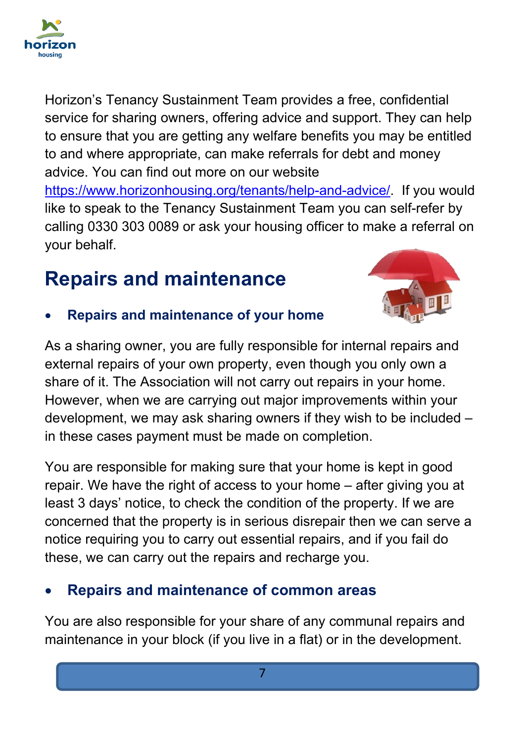Horizon's Tenancy Sustainment Team provides a free, confidential service for sharing owners, offering advice and support. They can help to ensure that you are getting any welfare benefits you may be entitled to and where appropriate, can make referrals for debt and money advice. You can find out more on our website [https://www.horizonhousing.org/tenants/help-and-advice/](https://www.horizonhousing.org/tenants/help-and-advice/). If you would like to speak to the Tenancy Sustainment Team you can self-refer by calling 0330 303 0089 or ask your housing officer to make a referral on your behalf.

## Repairs and maintenance

- **Repairs and maintenance of your home**

As a sharing owner, you are fully responsible for internal repairs and external repairs of your own property, even though you only own a share of it. The Association will not carry out repairs in your home. However, when we are carrying out major improvements within your development, we may ask sharing owners if they wish to be included – in these cases payment must be made on completion.

You are responsible for making sure that your home is kept in good repair. We have the right of access to your home – after giving you at least 3 days' notice, to check the condition of the property. If we are concerned that the property is in serious disrepair then we can serve a notice requiring you to carry out essential repairs, and if you fail do these, we can carry out the repairs and recharge you.

- **Repairs and maintenance of common areas**

You are also responsible for your share of any communal repairs and maintenance in your block (if you live in a flat) or in the development.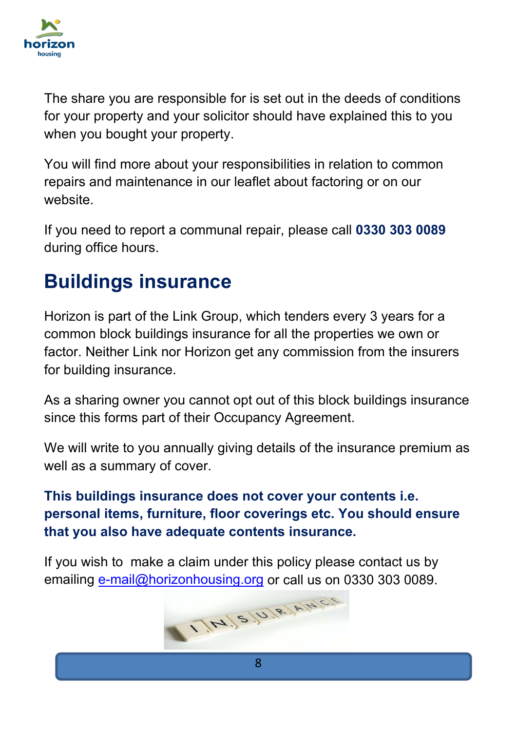The share you are responsible for is set out in the deeds of conditions for your property and your solicitor should have explained this to you when you bought your property.

You will find more about your responsibilities in relation to common repairs and maintenance in our leaflet about factoring or on our website.

If you need to report a communal repair, please call **0330 303 0089** during office hours.

## Buildings insurance

Horizon is part of the Link Group, which tenders every 3 years for a common block buildings insurance for all the properties we own or factor. Neither Link nor Horizon get any commission from the insurers for building insurance.

As a sharing owner you cannot opt out of this block buildings insurance since this forms part of their Occupancy Agreement.

We will write to you annually giving details of the insurance premium as well as a summary of cover.

**This buildings insurance does not cover your contents i.e. personal items, furniture, floor coverings etc. You should ensure that you also have adequate contents insurance.**

If you wish to make a claim under this policy please contact us by emailing e-mail@horizonhousing.org or call us on 0330 303 0089.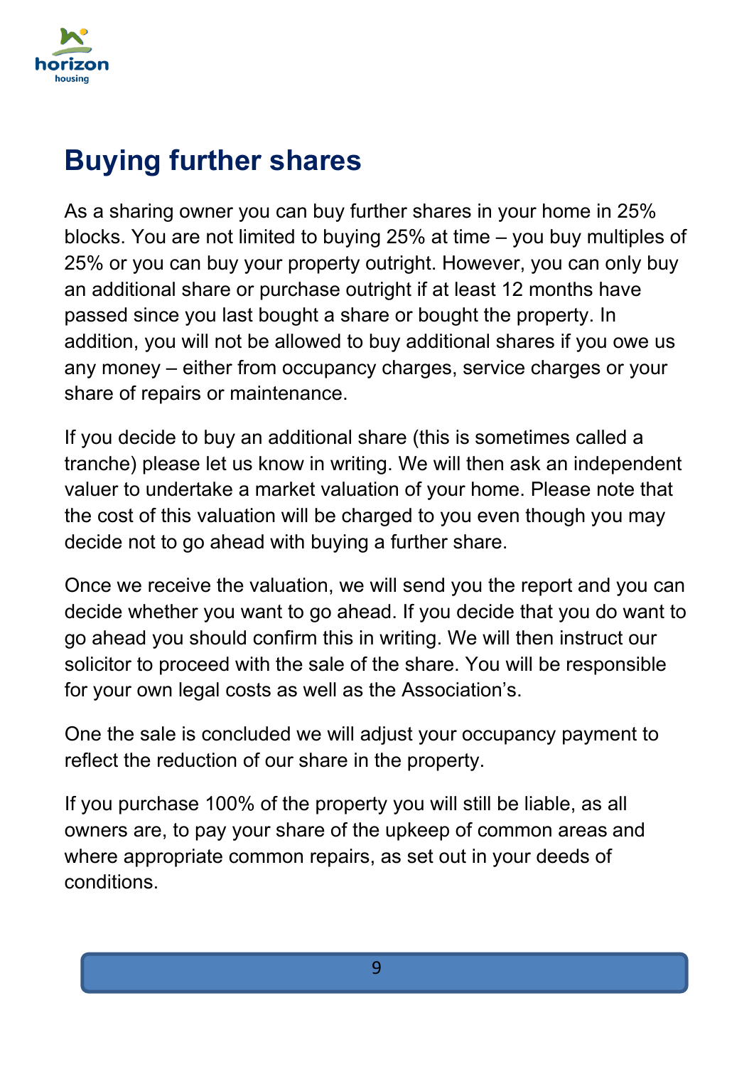# Buying further shares

As a sharing owner you can buy further shares in your home in 25% blocks. You are not limited to buying 25% at time – you buy multiples of 25% or you can buy your property outright. However, you can only buy an additional share or purchase outright if at least 12 months have passed since you last bought a share or bought the property. In addition, you will not be allowed to buy additional shares if you owe us any money – either from occupancy charges, service charges or your share of repairs or maintenance.

If you decide to buy an additional share (this is sometimes called a tranche) please let us know in writing. We will then ask an independent valuer to undertake a market valuation of your home. Please note that the cost of this valuation will be charged to you even though you may decide not to go ahead with buying a further share.

Once we receive the valuation, we will send you the report and you can decide whether you want to go ahead. If you decide that you do want to go ahead you should confirm this in writing. We will then instruct our solicitor to proceed with the sale of the share. You will be responsible for your own legal costs as well as the Association's.

One the sale is concluded we will adjust your occupancy payment to reflect the reduction of our share in the property.

If you purchase 100% of the property you will still be liable, as all owners are, to pay your share of the upkeep of common areas and where appropriate common repairs, as set out in your deeds of conditions.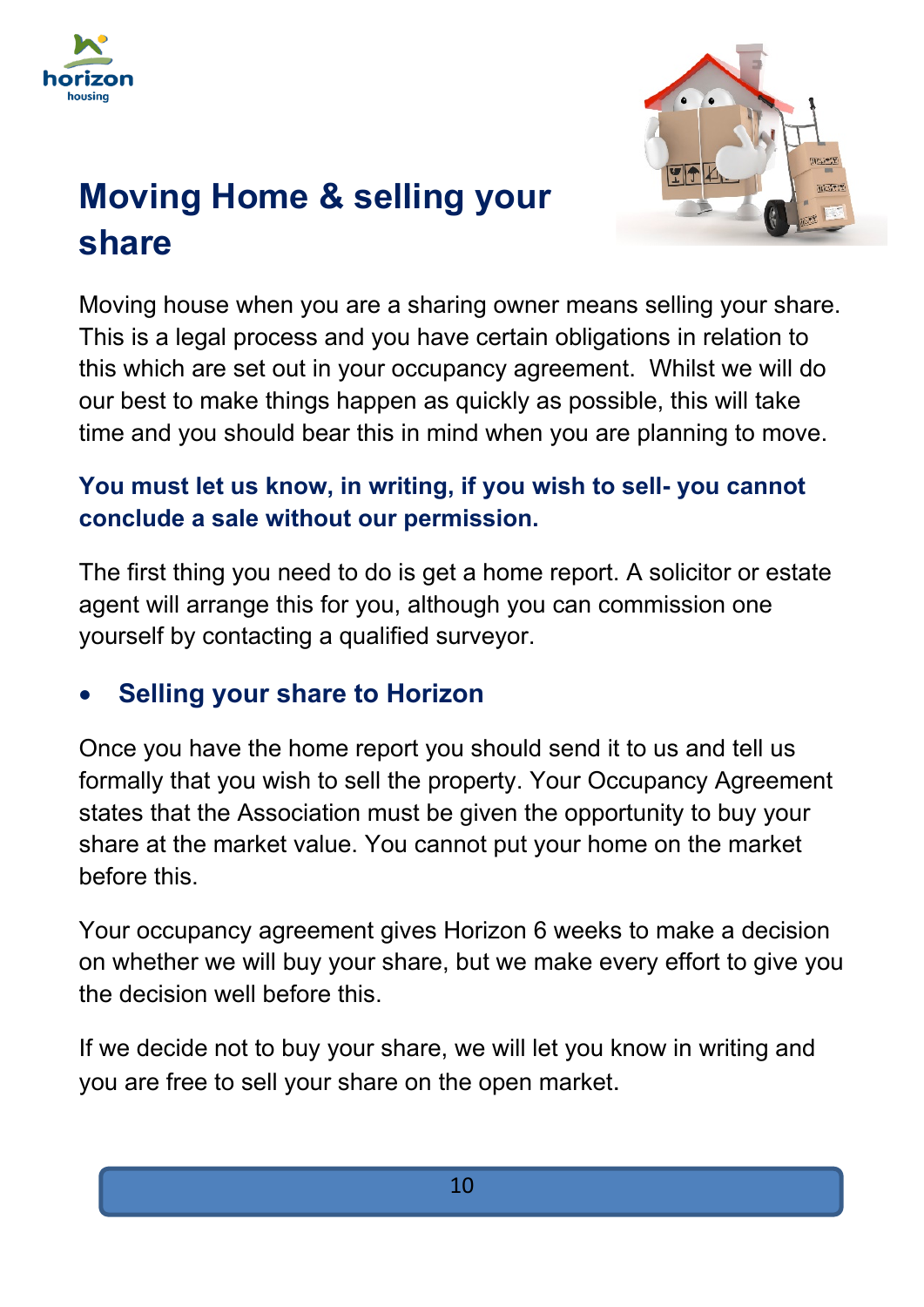# Moving Home & selling your share

Moving house when you are a sharing owner means selling your share. This is a legal process and you have certain obligations in relation to this which are set out in your occupancy agreement. Whilst we will do our best to make things happen as quickly as possible, this will take time and you should bear this in mind when you are planning to move.

**You must let us know, in writing, if you wish to sell- you cannot conclude a sale without our permission.**

The first thing you need to do is get a home report. A solicitor or estate agent will arrange this for you, although you can commission one yourself by contacting a qualified surveyor.

- ## Selling your share to Horizon

Once you have the home report you should send it to us and tell us formally that you wish to sell the property. Your Occupancy Agreement states that the Association must be given the opportunity to buy your share at the market value. You cannot put your home on the market before this.

Your occupancy agreement gives Horizon 6 weeks to make a decision on whether we will buy your share, but we make every effort to give you the decision well before this.

If we decide not to buy your share, we will let you know in writing and you are free to sell your share on the open market.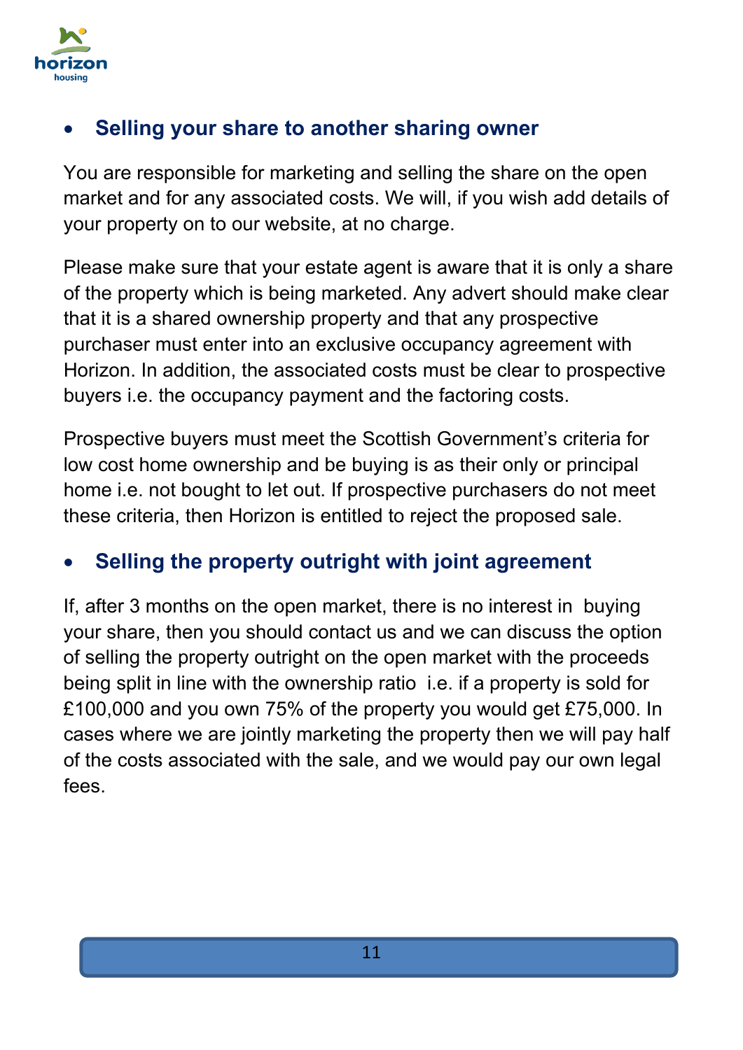- **Selling your share to another sharing owner**

You are responsible for marketing and selling the share on the open market and for any associated costs. We will, if you wish add details of your property on to our website, at no charge.

Please make sure that your estate agent is aware that it is only a share of the property which is being marketed. Any advert should make clear that it is a shared ownership property and that any prospective purchaser must enter into an exclusive occupancy agreement with Horizon. In addition, the associated costs must be clear to prospective buyers i.e. the occupancy payment and the factoring costs.

Prospective buyers must meet the Scottish Government's criteria for low cost home ownership and be buying is as their only or principal home i.e. not bought to let out. If prospective purchasers do not meet these criteria, then Horizon is entitled to reject the proposed sale.

- **Selling the property outright with joint agreement**

If, after 3 months on the open market, there is no interest in buying your share, then you should contact us and we can discuss the option of selling the property outright on the open market with the proceeds being split in line with the ownership ratio i.e. if a property is sold for £100,000 and you own 75% of the property you would get £75,000. In cases where we are jointly marketing the property then we will pay half of the costs associated with the sale, and we would pay our own legal fees.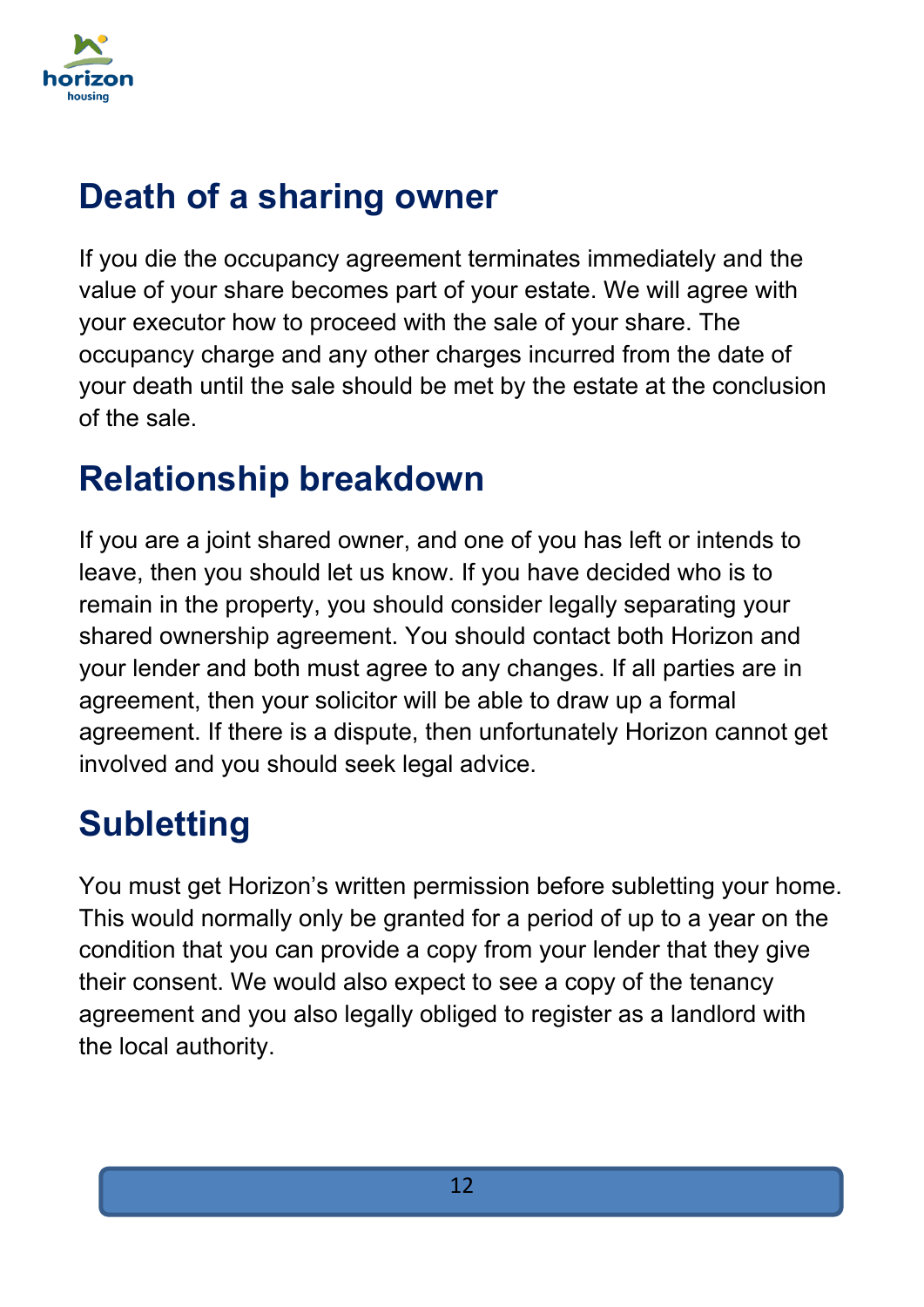## Death of a sharing owner

If you die the occupancy agreement terminates immediately and the value of your share becomes part of your estate. We will agree with your executor how to proceed with the sale of your share. The occupancy charge and any other charges incurred from the date of your death until the sale should be met by the estate at the conclusion of the sale.

## Relationship breakdown

If you are a joint shared owner, and one of you has left or intends to leave, then you should let us know. If you have decided who is to remain in the property, you should consider legally separating your shared ownership agreement. You should contact both Horizon and your lender and both must agree to any changes. If all parties are in agreement, then your solicitor will be able to draw up a formal agreement. If there is a dispute, then unfortunately Horizon cannot get involved and you should seek legal advice.

## Subletting

You must get Horizon's written permission before subletting your home. This would normally only be granted for a period of up to a year on the condition that you can provide a copy from your lender that they give their consent. We would also expect to see a copy of the tenancy agreement and you also legally obliged to register as a landlord with the local authority.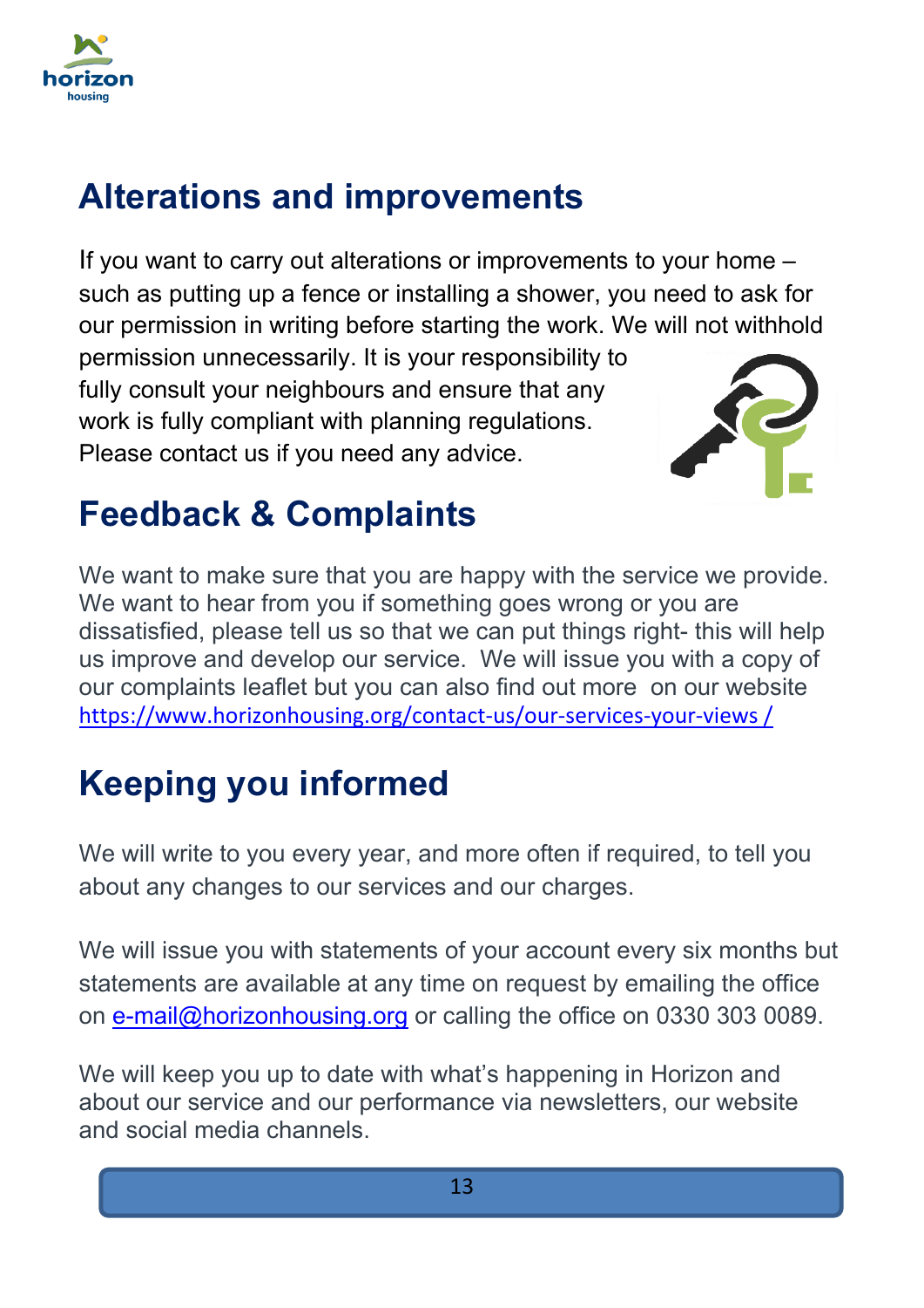## Alterations and improvements

If you want to carry out alterations or improvements to your home – such as putting up a fence or installing a shower, you need to ask for our permission in writing before starting the work. We will not withhold permission unnecessarily. It is your responsibility to fully consult your neighbours and ensure that any work is fully compliant with planning regulations. Please contact us if you need any advice.

## Feedback & Complaints

We want to make sure that you are happy with the service we provide. We want to hear from you if something goes wrong or you are dissatisfied, please tell us so that we can put things right- this will help us improve and develop our service. We will issue you with a copy of our complaints leaflet but you can also find out more on our website https://www.horizonhousing.org/contact-us/our-services-your-views /

## Keeping you informed

We will write to you every year, and more often if required, to tell you about any changes to our services and our charges.

We will issue you with statements of your account every six months but statements are available at any time on request by emailing the office on e-mail@horizonhousing.org or calling the office on 0330 303 0089.

We will keep you up to date with what's happening in Horizon and about our service and our performance via newsletters, our website and social media channels.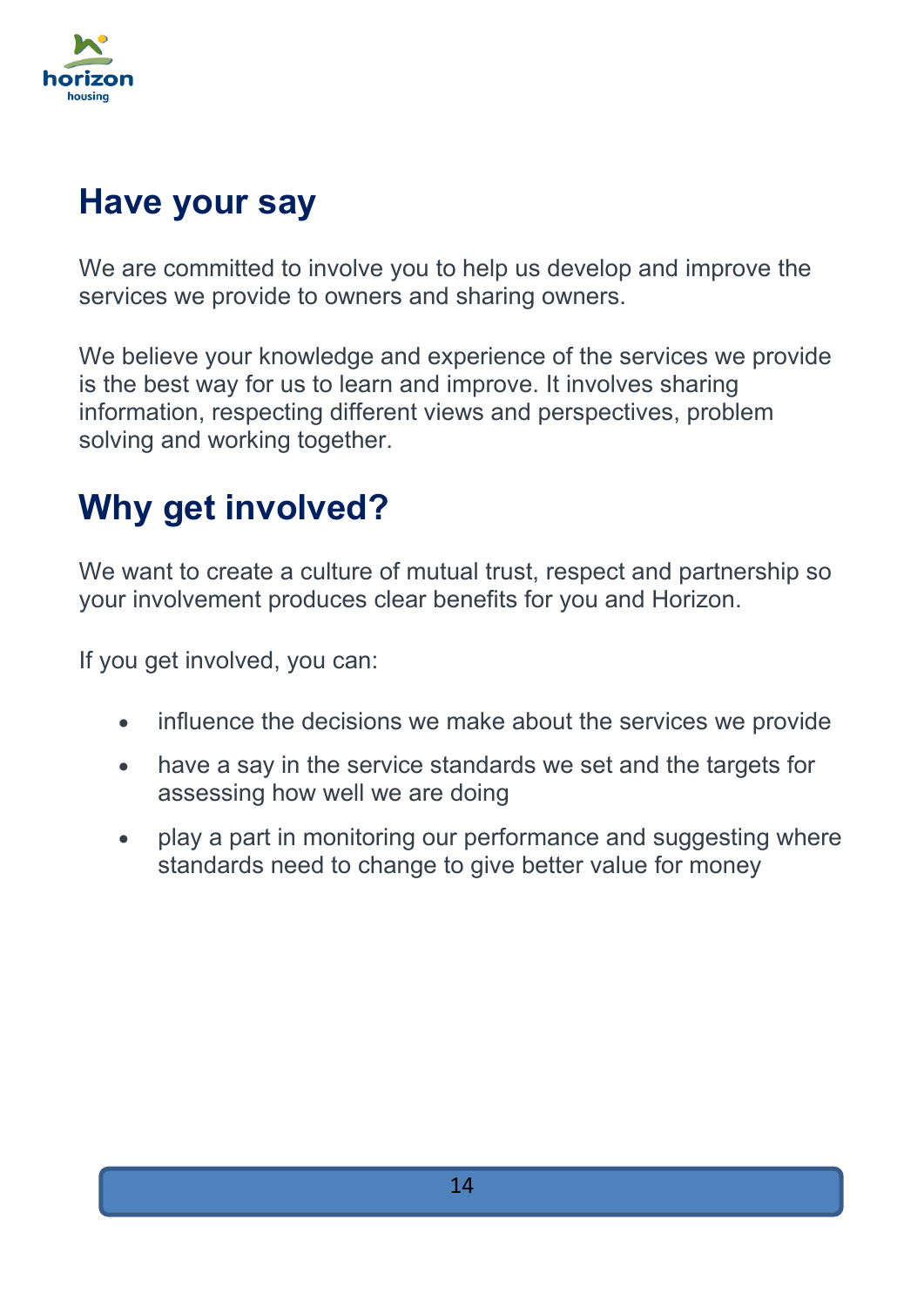## Have your say

We are committed to involve you to help us develop and improve the services we provide to owners and sharing owners.

We believe your knowledge and experience of the services we provide is the best way for us to learn and improve. It involves sharing information, respecting different views and perspectives, problem solving and working together.

## Why get involved?

We want to create a culture of mutual trust, respect and partnership so your involvement produces clear benefits for you and Horizon.

If you get involved, you can:

- influence the decisions we make about the services we provide
- have a say in the service standards we set and the targets for assessing how well we are doing
- play a part in monitoring our performance and suggesting where standards need to change to give better value for money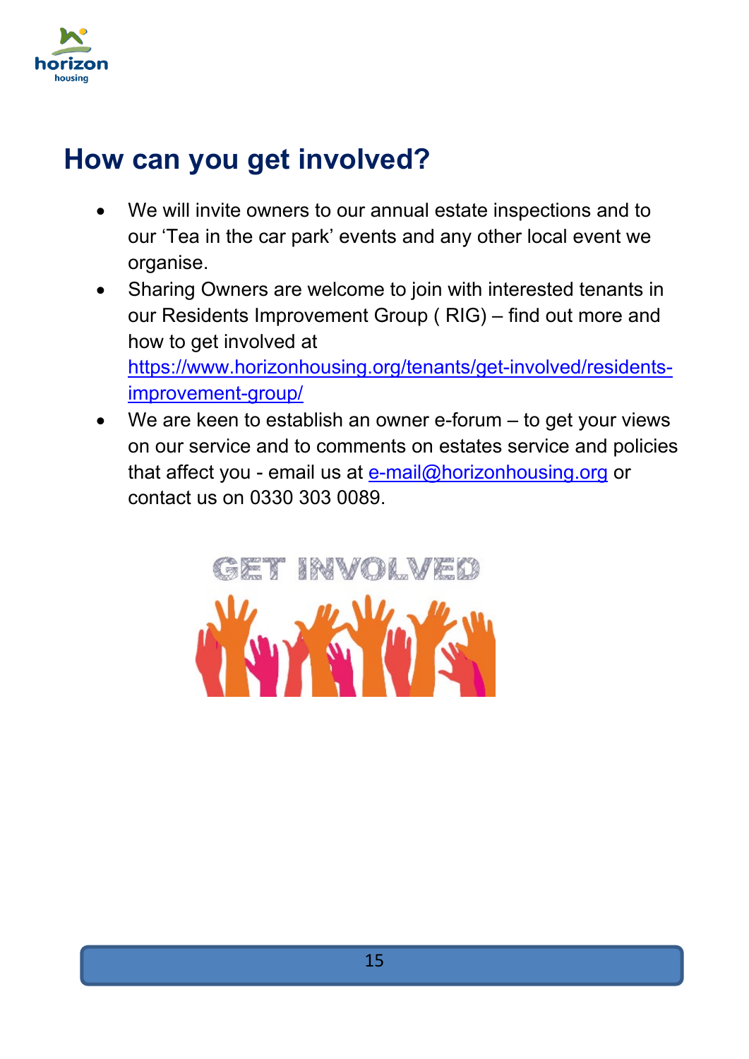## How can you get involved?

- We will invite owners to our annual estate inspections and to our 'Tea in the car park' events and any other local event we organise.
- Sharing Owners are welcome to join with interested tenants in our Residents Improvement Group ( RIG) – find out more and how to get involved at https://www.horizonhousing.org/tenants/get-involved/residents-improvement-group/
- We are keen to establish an owner e-forum – to get your views on our service and to comments on estates service and policies that affect you - email us at e-mail@horizonhousing.org or contact us on 0330 303 0089.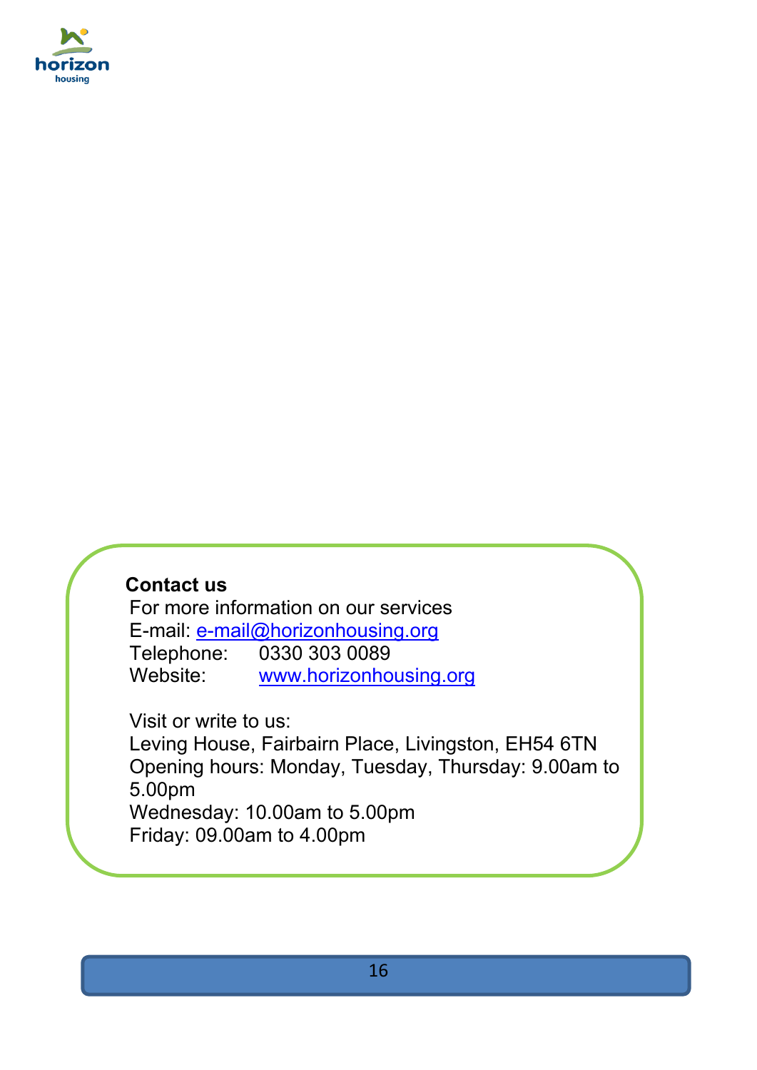**Contact us**

For more information on our services

E-mail: e-mail@horizonhousing.org

Telephone: 0330 303 0089

Website: www.horizonhousing.org

Visit or write to us:

Leving House, Fairbairn Place, Livingston, EH54 6TN

Opening hours: Monday, Tuesday, Thursday: 9.00am to 5.00pm

Wednesday: 10.00am to 5.00pm

Friday: 09.00am to 4.00pm